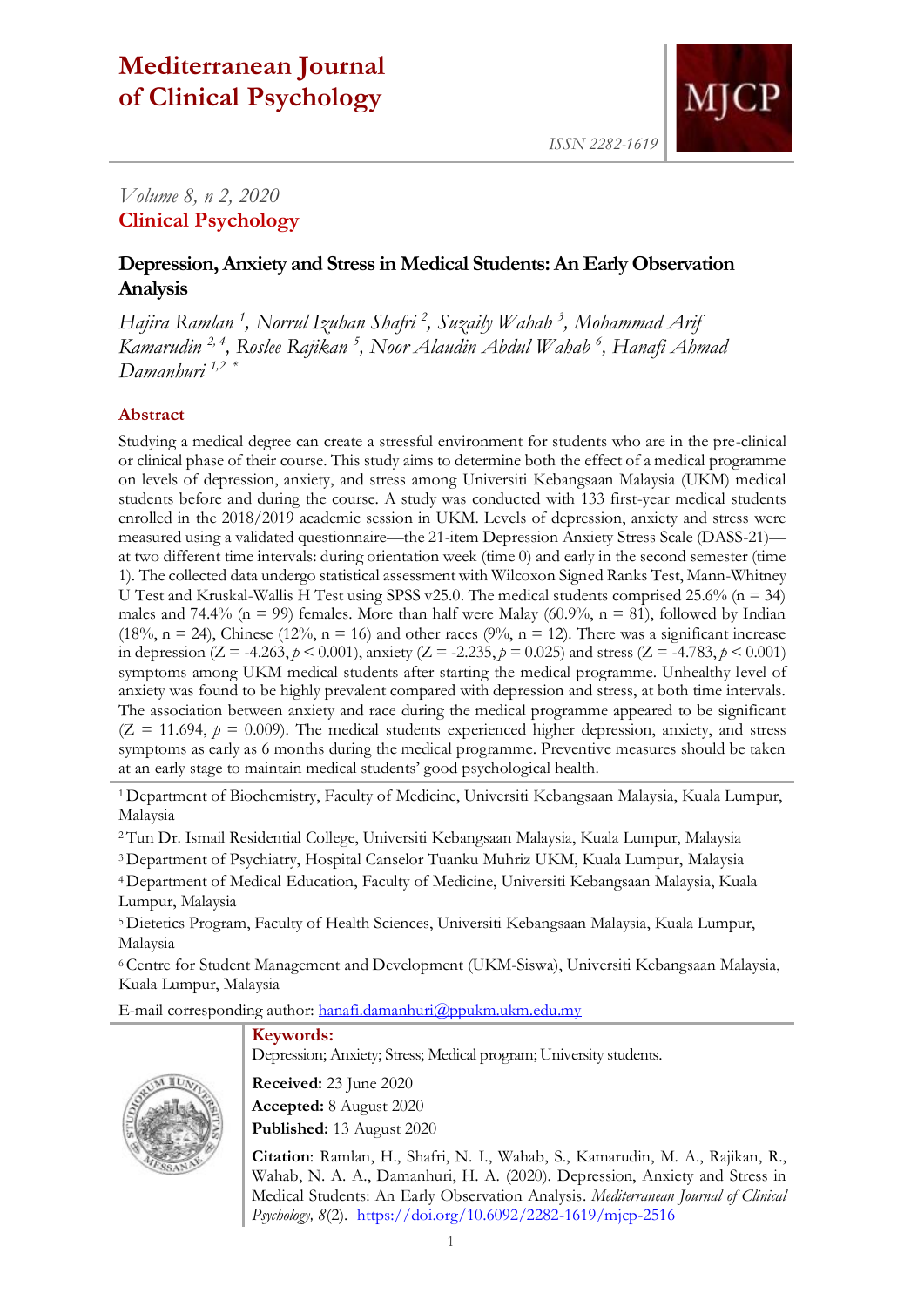# Mediterranean Journal of Clinical Psychology

ISSN 2282-1619

*Volume 8, n 2, 2020*

**Clinical Psychology**

## Depression, Anxiety and Stress in Medical Students: An Early Observation Analysis

*Hajira Ramlan [1], Norrul Izuhan Shafri [2], Suzaily Wahab [3], Mohammad Arif Kamarudin [2, 4], Roslee Rajikan [5], Noor Alaudin Abdul Wahab [6], Hanafi Ahmad Damanhuri [1,2 *]*

### Abstract

Studying a medical degree can create a stressful environment for students who are in the pre-clinical or clinical phase of their course. This study aims to determine both the effect of a medical programme on levels of depression, anxiety, and stress among Universiti Kebangsaan Malaysia (UKM) medical students before and during the course. A study was conducted with 133 first-year medical students enrolled in the 2018/2019 academic session in UKM. Levels of depression, anxiety and stress were measured using a validated questionnaire—the 21-item Depression Anxiety Stress Scale (DASS-21)—at two different time intervals: during orientation week (time 0) and early in the second semester (time 1). The collected data undergo statistical assessment with Wilcoxon Signed Ranks Test, Mann-Whitney U Test and Kruskal-Wallis H Test using SPSS v25.0. The medical students comprised 25.6% (n = 34) males and 74.4% (n = 99) females. More than half were Malay (60.9%, n = 81), followed by Indian (18%, n = 24), Chinese (12%, n = 16) and other races (9%, n = 12). There was a significant increase in depression ($Z = -4.263$, $p < 0.001$), anxiety ($Z = -2.235$, $p = 0.025$) and stress ($Z = -4.783$, $p < 0.001$) symptoms among UKM medical students after starting the medical programme. Unhealthy level of anxiety was found to be highly prevalent compared with depression and stress, at both time intervals. The association between anxiety and race during the medical programme appeared to be significant ($Z = 11.694$, $p = 0.009$). The medical students experienced higher depression, anxiety, and stress symptoms as early as 6 months during the medical programme. Preventive measures should be taken at an early stage to maintain medical students' good psychological health.

[1] Department of Biochemistry, Faculty of Medicine, Universiti Kebangsaan Malaysia, Kuala Lumpur, Malaysia

[2] Tun Dr. Ismail Residential College, Universiti Kebangsaan Malaysia, Kuala Lumpur, Malaysia

[3] Department of Psychiatry, Hospital Canselor Tuanku Muhriz UKM, Kuala Lumpur, Malaysia

[4] Department of Medical Education, Faculty of Medicine, Universiti Kebangsaan Malaysia, Kuala Lumpur, Malaysia

[5] Dietetics Program, Faculty of Health Sciences, Universiti Kebangsaan Malaysia, Kuala Lumpur, Malaysia

[6] Centre for Student Management and Development (UKM-Siswa), Universiti Kebangsaan Malaysia, Kuala Lumpur, Malaysia

E-mail corresponding author: hanafi.damanhuri@ppukm.ukm.edu.my

**Keywords:**
Depression; Anxiety; Stress; Medical program; University students.

**Received:** 23 June 2020
**Accepted:** 8 August 2020
**Published:** 13 August 2020

**Citation**: Ramlan, H., Shafri, N. I., Wahab, S., Kamarudin, M. A., Rajikan, R., Wahab, N. A. A., Damanhuri, H. A. (2020). Depression, Anxiety and Stress in Medical Students: An Early Observation Analysis. *Mediterranean Journal of Clinical Psychology, 8*(2). https://doi.org/10.6092/2282-1619/mjcp-2516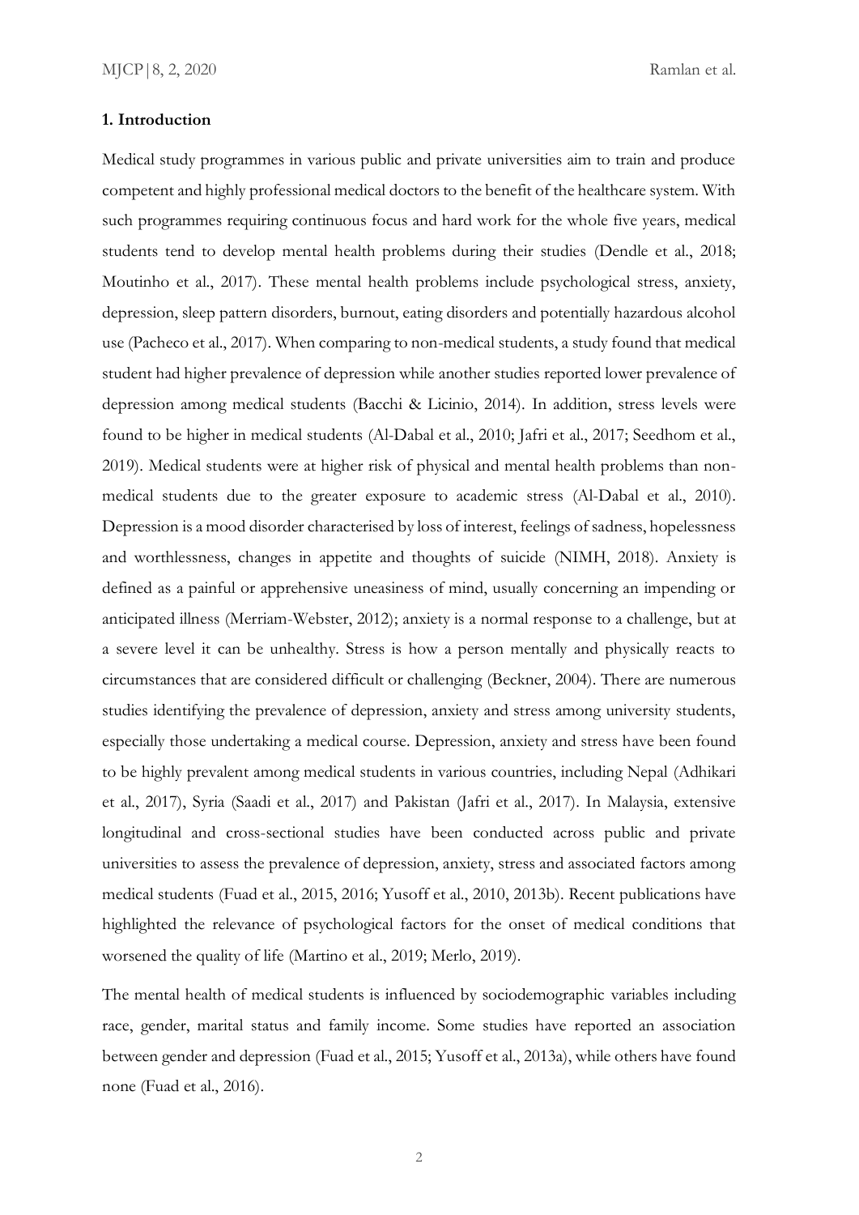## 1. Introduction

Medical study programmes in various public and private universities aim to train and produce competent and highly professional medical doctors to the benefit of the healthcare system. With such programmes requiring continuous focus and hard work for the whole five years, medical students tend to develop mental health problems during their studies (Dendle et al., 2018; Moutinho et al., 2017). These mental health problems include psychological stress, anxiety, depression, sleep pattern disorders, burnout, eating disorders and potentially hazardous alcohol use (Pacheco et al., 2017). When comparing to non-medical students, a study found that medical student had higher prevalence of depression while another studies reported lower prevalence of depression among medical students (Bacchi & Licinio, 2014). In addition, stress levels were found to be higher in medical students (Al-Dabal et al., 2010; Jafri et al., 2017; Seedhom et al., 2019). Medical students were at higher risk of physical and mental health problems than non-medical students due to the greater exposure to academic stress (Al-Dabal et al., 2010). Depression is a mood disorder characterised by loss of interest, feelings of sadness, hopelessness and worthlessness, changes in appetite and thoughts of suicide (NIMH, 2018). Anxiety is defined as a painful or apprehensive uneasiness of mind, usually concerning an impending or anticipated illness (Merriam-Webster, 2012); anxiety is a normal response to a challenge, but at a severe level it can be unhealthy. Stress is how a person mentally and physically reacts to circumstances that are considered difficult or challenging (Beckner, 2004). There are numerous studies identifying the prevalence of depression, anxiety and stress among university students, especially those undertaking a medical course. Depression, anxiety and stress have been found to be highly prevalent among medical students in various countries, including Nepal (Adhikari et al., 2017), Syria (Saadi et al., 2017) and Pakistan (Jafri et al., 2017). In Malaysia, extensive longitudinal and cross-sectional studies have been conducted across public and private universities to assess the prevalence of depression, anxiety, stress and associated factors among medical students (Fuad et al., 2015, 2016; Yusoff et al., 2010, 2013b). Recent publications have highlighted the relevance of psychological factors for the onset of medical conditions that worsened the quality of life (Martino et al., 2019; Merlo, 2019).

The mental health of medical students is influenced by sociodemographic variables including race, gender, marital status and family income. Some studies have reported an association between gender and depression (Fuad et al., 2015; Yusoff et al., 2013a), while others have found none (Fuad et al., 2016).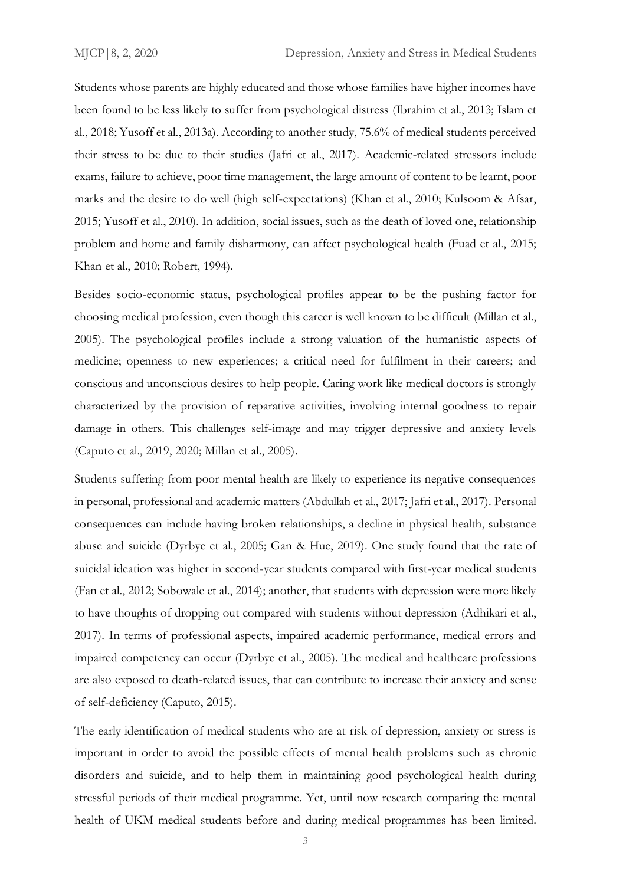Students whose parents are highly educated and those whose families have higher incomes have been found to be less likely to suffer from psychological distress (Ibrahim et al., 2013; Islam et al., 2018; Yusoff et al., 2013a). According to another study, 75.6% of medical students perceived their stress to be due to their studies (Jafri et al., 2017). Academic-related stressors include exams, failure to achieve, poor time management, the large amount of content to be learnt, poor marks and the desire to do well (high self-expectations) (Khan et al., 2010; Kulsoom & Afsar, 2015; Yusoff et al., 2010). In addition, social issues, such as the death of loved one, relationship problem and home and family disharmony, can affect psychological health (Fuad et al., 2015; Khan et al., 2010; Robert, 1994).

Besides socio-economic status, psychological profiles appear to be the pushing factor for choosing medical profession, even though this career is well known to be difficult (Millan et al., 2005). The psychological profiles include a strong valuation of the humanistic aspects of medicine; openness to new experiences; a critical need for fulfilment in their careers; and conscious and unconscious desires to help people. Caring work like medical doctors is strongly characterized by the provision of reparative activities, involving internal goodness to repair damage in others. This challenges self-image and may trigger depressive and anxiety levels (Caputo et al., 2019, 2020; Millan et al., 2005).

Students suffering from poor mental health are likely to experience its negative consequences in personal, professional and academic matters (Abdullah et al., 2017; Jafri et al., 2017). Personal consequences can include having broken relationships, a decline in physical health, substance abuse and suicide (Dyrbye et al., 2005; Gan & Hue, 2019). One study found that the rate of suicidal ideation was higher in second-year students compared with first-year medical students (Fan et al., 2012; Sobowale et al., 2014); another, that students with depression were more likely to have thoughts of dropping out compared with students without depression (Adhikari et al., 2017). In terms of professional aspects, impaired academic performance, medical errors and impaired competency can occur (Dyrbye et al., 2005). The medical and healthcare professions are also exposed to death-related issues, that can contribute to increase their anxiety and sense of self-deficiency (Caputo, 2015).

The early identification of medical students who are at risk of depression, anxiety or stress is important in order to avoid the possible effects of mental health problems such as chronic disorders and suicide, and to help them in maintaining good psychological health during stressful periods of their medical programme. Yet, until now research comparing the mental health of UKM medical students before and during medical programmes has been limited.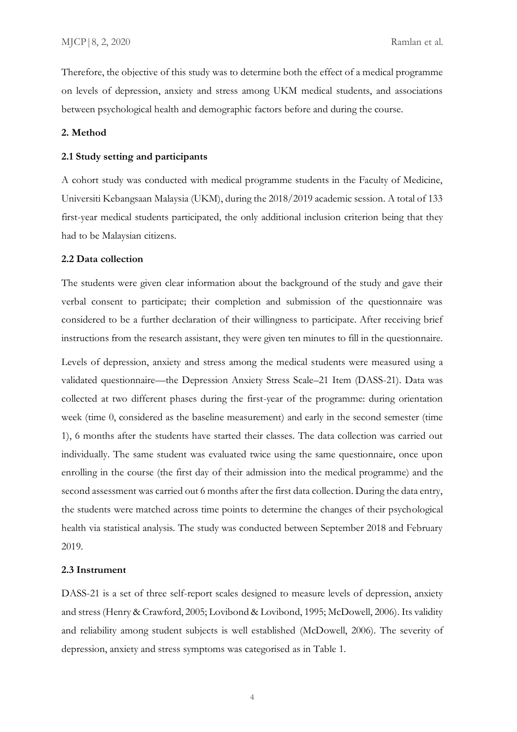Therefore, the objective of this study was to determine both the effect of a medical programme on levels of depression, anxiety and stress among UKM medical students, and associations between psychological health and demographic factors before and during the course.

## 2. Method

### 2.1 Study setting and participants

A cohort study was conducted with medical programme students in the Faculty of Medicine, Universiti Kebangsaan Malaysia (UKM), during the 2018/2019 academic session. A total of 133 first-year medical students participated, the only additional inclusion criterion being that they had to be Malaysian citizens.

### 2.2 Data collection

The students were given clear information about the background of the study and gave their verbal consent to participate; their completion and submission of the questionnaire was considered to be a further declaration of their willingness to participate. After receiving brief instructions from the research assistant, they were given ten minutes to fill in the questionnaire.

Levels of depression, anxiety and stress among the medical students were measured using a validated questionnaire—the Depression Anxiety Stress Scale–21 Item (DASS-21). Data was collected at two different phases during the first-year of the programme: during orientation week (time 0, considered as the baseline measurement) and early in the second semester (time 1), 6 months after the students have started their classes. The data collection was carried out individually. The same student was evaluated twice using the same questionnaire, once upon enrolling in the course (the first day of their admission into the medical programme) and the second assessment was carried out 6 months after the first data collection. During the data entry, the students were matched across time points to determine the changes of their psychological health via statistical analysis. The study was conducted between September 2018 and February 2019.

### 2.3 Instrument

DASS-21 is a set of three self-report scales designed to measure levels of depression, anxiety and stress (Henry & Crawford, 2005; Lovibond & Lovibond, 1995; McDowell, 2006). Its validity and reliability among student subjects is well established (McDowell, 2006). The severity of depression, anxiety and stress symptoms was categorised as in Table 1.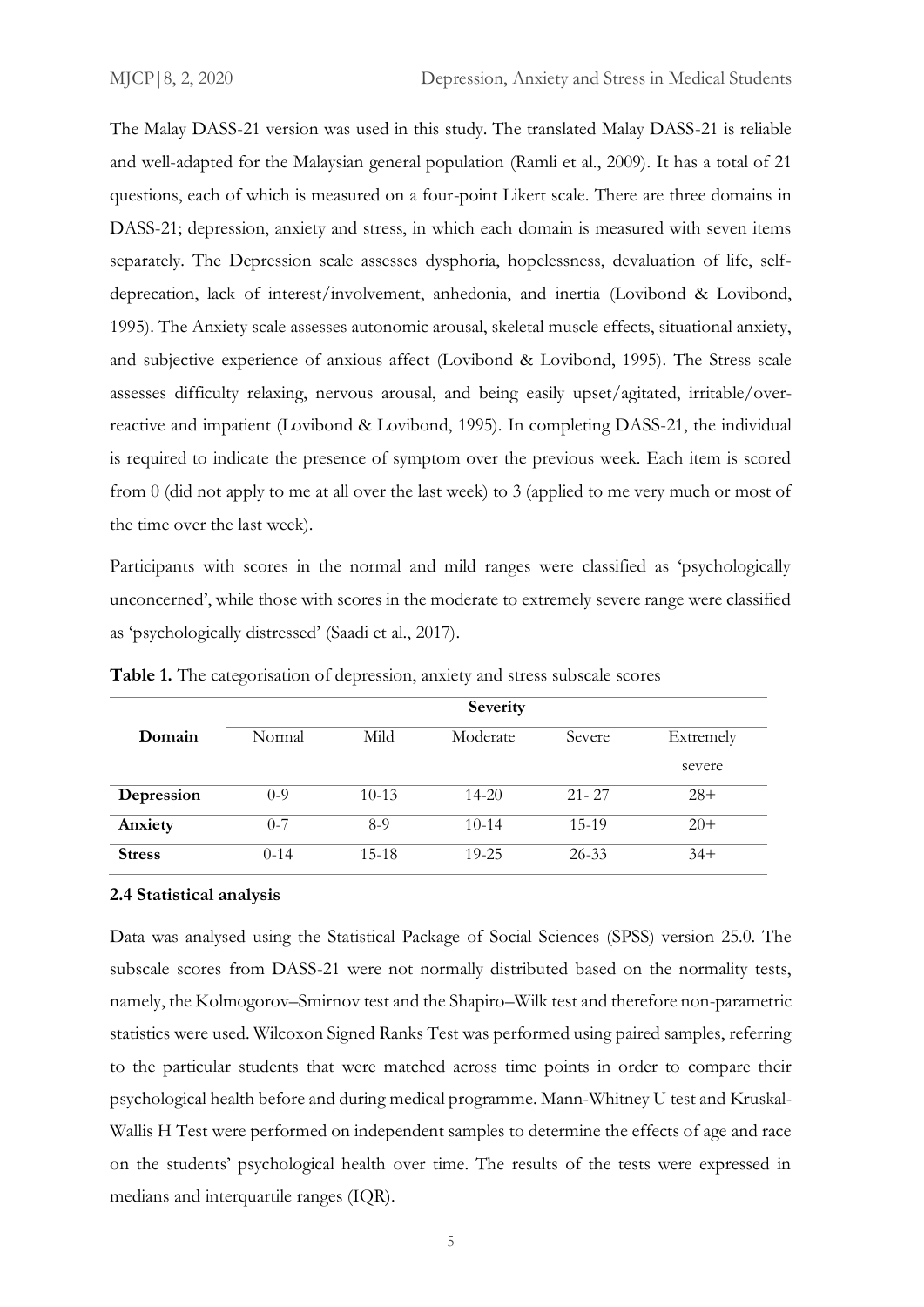The Malay DASS-21 version was used in this study. The translated Malay DASS-21 is reliable and well-adapted for the Malaysian general population (Ramli et al., 2009). It has a total of 21 questions, each of which is measured on a four-point Likert scale. There are three domains in DASS-21; depression, anxiety and stress, in which each domain is measured with seven items separately. The Depression scale assesses dysphoria, hopelessness, devaluation of life, self-deprecation, lack of interest/involvement, anhedonia, and inertia (Lovibond & Lovibond, 1995). The Anxiety scale assesses autonomic arousal, skeletal muscle effects, situational anxiety, and subjective experience of anxious affect (Lovibond & Lovibond, 1995). The Stress scale assesses difficulty relaxing, nervous arousal, and being easily upset/agitated, irritable/over-reactive and impatient (Lovibond & Lovibond, 1995). In completing DASS-21, the individual is required to indicate the presence of symptom over the previous week. Each item is scored from 0 (did not apply to me at all over the last week) to 3 (applied to me very much or most of the time over the last week).

Participants with scores in the normal and mild ranges were classified as 'psychologically unconcerned', while those with scores in the moderate to extremely severe range were classified as 'psychologically distressed' (Saadi et al., 2017).

**Table 1.** The categorisation of depression, anxiety and stress subscale scores

| | Severity | | | | |
|---|---|---|---|---|---|
| **Domain** | Normal | Mild | Moderate | Severe | Extremely severe |
| **Depression** | 0-9 | 10-13 | 14-20 | 21- 27 | 28+ |
| **Anxiety** | 0-7 | 8-9 | 10-14 | 15-19 | 20+ |
| **Stress** | 0-14 | 15-18 | 19-25 | 26-33 | 34+ |

### 2.4 Statistical analysis

Data was analysed using the Statistical Package of Social Sciences (SPSS) version 25.0. The subscale scores from DASS-21 were not normally distributed based on the normality tests, namely, the Kolmogorov–Smirnov test and the Shapiro–Wilk test and therefore non-parametric statistics were used. Wilcoxon Signed Ranks Test was performed using paired samples, referring to the particular students that were matched across time points in order to compare their psychological health before and during medical programme. Mann-Whitney U test and Kruskal-Wallis H Test were performed on independent samples to determine the effects of age and race on the students' psychological health over time. The results of the tests were expressed in medians and interquartile ranges (IQR).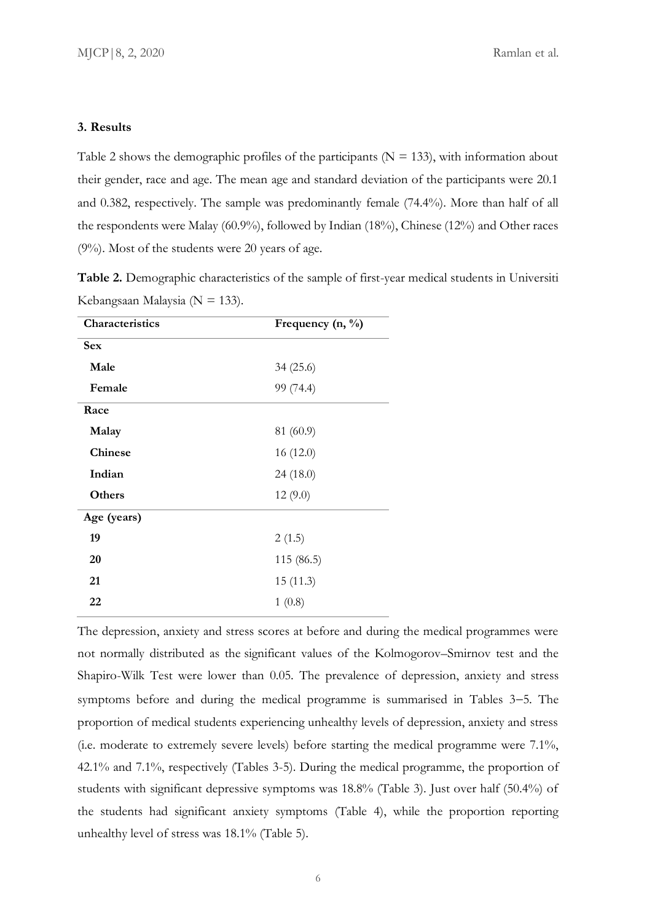### 3. Results

Table 2 shows the demographic profiles of the participants (N = 133), with information about their gender, race and age. The mean age and standard deviation of the participants were 20.1 and 0.382, respectively. The sample was predominantly female (74.4%). More than half of all the respondents were Malay (60.9%), followed by Indian (18%), Chinese (12%) and Other races (9%). Most of the students were 20 years of age.

**Table 2.** Demographic characteristics of the sample of first-year medical students in Universiti Kebangsaan Malaysia (N = 133).

| Characteristics | Frequency (n, %) |
|---|---|
| **Sex** | |
| **Male** | 34 (25.6) |
| **Female** | 99 (74.4) |
| **Race** | |
| **Malay** | 81 (60.9) |
| **Chinese** | 16 (12.0) |
| **Indian** | 24 (18.0) |
| **Others** | 12 (9.0) |
| **Age (years)** | |
| **19** | 2 (1.5) |
| **20** | 115 (86.5) |
| **21** | 15 (11.3) |
| **22** | 1 (0.8) |

The depression, anxiety and stress scores at before and during the medical programmes were not normally distributed as the significant values of the Kolmogorov–Smirnov test and the Shapiro-Wilk Test were lower than 0.05. The prevalence of depression, anxiety and stress symptoms before and during the medical programme is summarised in Tables 3–5. The proportion of medical students experiencing unhealthy levels of depression, anxiety and stress (i.e. moderate to extremely severe levels) before starting the medical programme were 7.1%, 42.1% and 7.1%, respectively (Tables 3-5). During the medical programme, the proportion of students with significant depressive symptoms was 18.8% (Table 3). Just over half (50.4%) of the students had significant anxiety symptoms (Table 4), while the proportion reporting unhealthy level of stress was 18.1% (Table 5).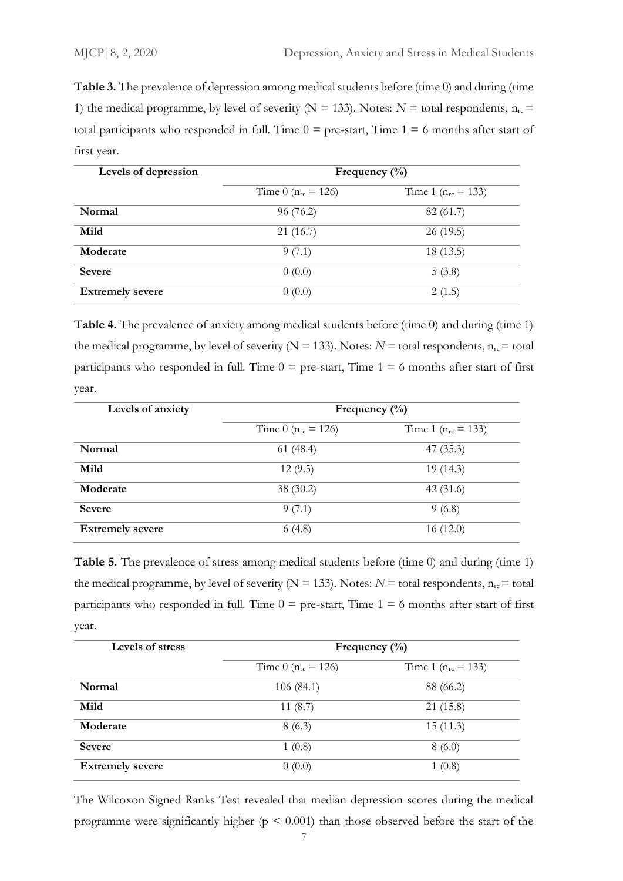**Table 3.** The prevalence of depression among medical students before (time 0) and during (time 1) the medical programme, by level of severity (N = 133). Notes: $N$ = total respondents, $n_{rc}$ = total participants who responded in full. Time 0 = pre-start, Time 1 = 6 months after start of first year.

| Levels of depression | Frequency (%) | |
|---|---|---|
| | Time 0 ($n_{rc}$ = 126) | Time 1 ($n_{rc}$ = 133) |
| **Normal** | 96 (76.2) | 82 (61.7) |
| **Mild** | 21 (16.7) | 26 (19.5) |
| **Moderate** | 9 (7.1) | 18 (13.5) |
| **Severe** | 0 (0.0) | 5 (3.8) |
| **Extremely severe** | 0 (0.0) | 2 (1.5) |

**Table 4.** The prevalence of anxiety among medical students before (time 0) and during (time 1) the medical programme, by level of severity (N = 133). Notes: $N$ = total respondents, $n_{rc}$ = total participants who responded in full. Time 0 = pre-start, Time 1 = 6 months after start of first year.

| Levels of anxiety | Frequency (%) | |
|---|---|---|
| | Time 0 ($n_{rc}$ = 126) | Time 1 ($n_{rc}$ = 133) |
| **Normal** | 61 (48.4) | 47 (35.3) |
| **Mild** | 12 (9.5) | 19 (14.3) |
| **Moderate** | 38 (30.2) | 42 (31.6) |
| **Severe** | 9 (7.1) | 9 (6.8) |
| **Extremely severe** | 6 (4.8) | 16 (12.0) |

**Table 5.** The prevalence of stress among medical students before (time 0) and during (time 1) the medical programme, by level of severity (N = 133). Notes: $N$ = total respondents, $n_{rc}$ = total participants who responded in full. Time 0 = pre-start, Time 1 = 6 months after start of first year.

| Levels of stress | Frequency (%) | |
|---|---|---|
| | Time 0 ($n_{rc}$ = 126) | Time 1 ($n_{rc}$ = 133) |
| **Normal** | 106 (84.1) | 88 (66.2) |
| **Mild** | 11 (8.7) | 21 (15.8) |
| **Moderate** | 8 (6.3) | 15 (11.3) |
| **Severe** | 1 (0.8) | 8 (6.0) |
| **Extremely severe** | 0 (0.0) | 1 (0.8) |

The Wilcoxon Signed Ranks Test revealed that median depression scores during the medical programme were significantly higher ($p < 0.001$) than those observed before the start of the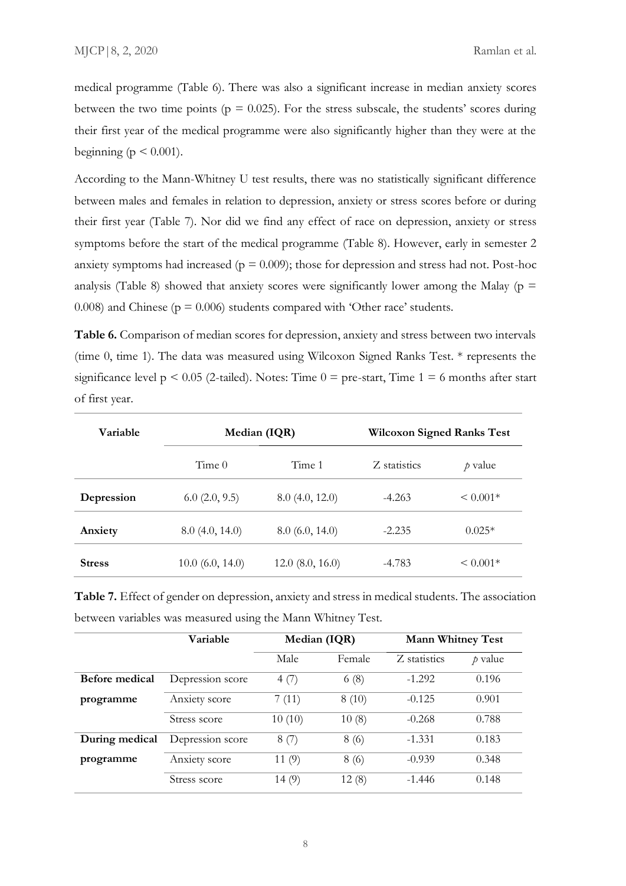medical programme (Table 6). There was also a significant increase in median anxiety scores between the two time points ($p = 0.025$). For the stress subscale, the students' scores during their first year of the medical programme were also significantly higher than they were at the beginning ($p < 0.001$).

According to the Mann-Whitney U test results, there was no statistically significant difference between males and females in relation to depression, anxiety or stress scores before or during their first year (Table 7). Nor did we find any effect of race on depression, anxiety or stress symptoms before the start of the medical programme (Table 8). However, early in semester 2 anxiety symptoms had increased ($p = 0.009$); those for depression and stress had not. Post-hoc analysis (Table 8) showed that anxiety scores were significantly lower among the Malay ($p = 0.008$) and Chinese ($p = 0.006$) students compared with 'Other race' students.

**Table 6.** Comparison of median scores for depression, anxiety and stress between two intervals (time 0, time 1). The data was measured using Wilcoxon Signed Ranks Test. * represents the significance level $p < 0.05$ (2-tailed). Notes: Time 0 = pre-start, Time 1 = 6 months after start of first year.

| Variable | Median (IQR) | | Wilcoxon Signed Ranks Test | |
|---|---|---|---|---|
| | Time 0 | Time 1 | Z statistics | *p* value |
| **Depression** | 6.0 (2.0, 9.5) | 8.0 (4.0, 12.0) | -4.263 | < 0.001* |
| **Anxiety** | 8.0 (4.0, 14.0) | 8.0 (6.0, 14.0) | -2.235 | 0.025* |
| **Stress** | 10.0 (6.0, 14.0) | 12.0 (8.0, 16.0) | -4.783 | < 0.001* |

**Table 7.** Effect of gender on depression, anxiety and stress in medical students. The association between variables was measured using the Mann Whitney Test.

| | Variable | Median (IQR) | | Mann Whitney Test | |
|---|---|---|---|---|---|
| | | Male | Female | Z statistics | *p* value |
| **Before medical programme** | Depression score | 4 (7) | 6 (8) | -1.292 | 0.196 |
| | Anxiety score | 7 (11) | 8 (10) | -0.125 | 0.901 |
| | Stress score | 10 (10) | 10 (8) | -0.268 | 0.788 |
| **During medical programme** | Depression score | 8 (7) | 8 (6) | -1.331 | 0.183 |
| | Anxiety score | 11 (9) | 8 (6) | -0.939 | 0.348 |
| | Stress score | 14 (9) | 12 (8) | -1.446 | 0.148 |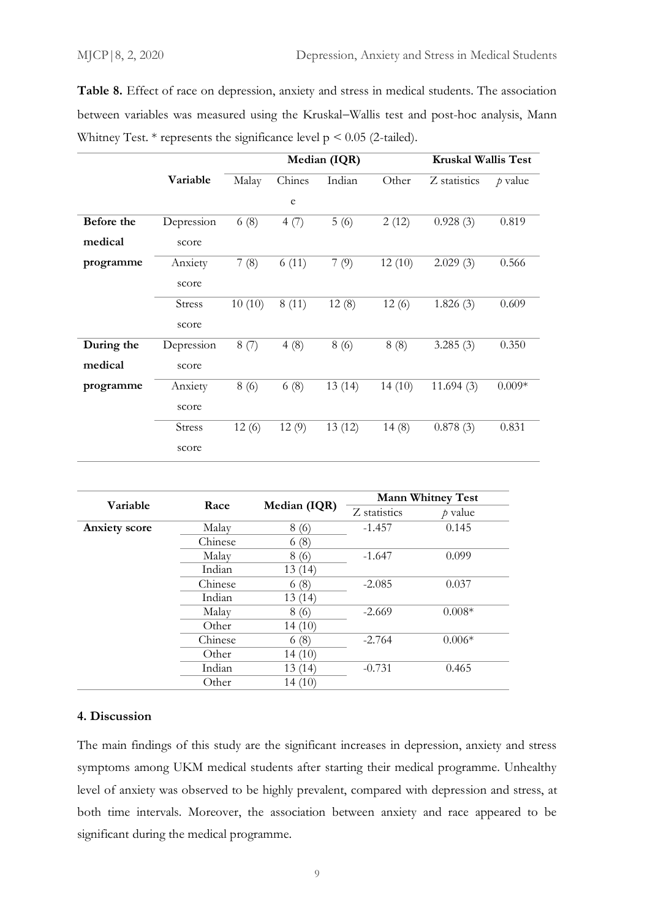**Table 8.** Effect of race on depression, anxiety and stress in medical students. The association between variables was measured using the Kruskal–Wallis test and post-hoc analysis, Mann Whitney Test. * represents the significance level $p < 0.05$ (2-tailed).

| | Variable | Median (IQR) | | | | Kruskal Wallis Test | |
|---|---|---|---|---|---|---|---|
| | | Malay | Chinese | Indian | Other | Z statistics | *p* value |
| **Before the medical programme** | Depression score | 6 (8) | 4 (7) | 5 (6) | 2 (12) | 0.928 (3) | 0.819 |
| | Anxiety score | 7 (8) | 6 (11) | 7 (9) | 12 (10) | 2.029 (3) | 0.566 |
| | Stress score | 10 (10) | 8 (11) | 12 (8) | 12 (6) | 1.826 (3) | 0.609 |
| **During the medical programme** | Depression score | 8 (7) | 4 (8) | 8 (6) | 8 (8) | 3.285 (3) | 0.350 |
| | Anxiety score | 8 (6) | 6 (8) | 13 (14) | 14 (10) | 11.694 (3) | 0.009* |
| | Stress score | 12 (6) | 12 (9) | 13 (12) | 14 (8) | 0.878 (3) | 0.831 |

| Variable | Race | Median (IQR) | Mann Whitney Test | |
|---|---|---|---|---|
| | | | Z statistics | *p* value |
| **Anxiety score** | Malay | 8 (6) | -1.457 | 0.145 |
| | Chinese | 6 (8) | | |
| | Malay | 8 (6) | -1.647 | 0.099 |
| | Indian | 13 (14) | | |
| | Chinese | 6 (8) | -2.085 | 0.037 |
| | Indian | 13 (14) | | |
| | Malay | 8 (6) | -2.669 | 0.008* |
| | Other | 14 (10) | | |
| | Chinese | 6 (8) | -2.764 | 0.006* |
| | Other | 14 (10) | | |
| | Indian | 13 (14) | -0.731 | 0.465 |
| | Other | 14 (10) | | |

### 4. Discussion

The main findings of this study are the significant increases in depression, anxiety and stress symptoms among UKM medical students after starting their medical programme. Unhealthy level of anxiety was observed to be highly prevalent, compared with depression and stress, at both time intervals. Moreover, the association between anxiety and race appeared to be significant during the medical programme.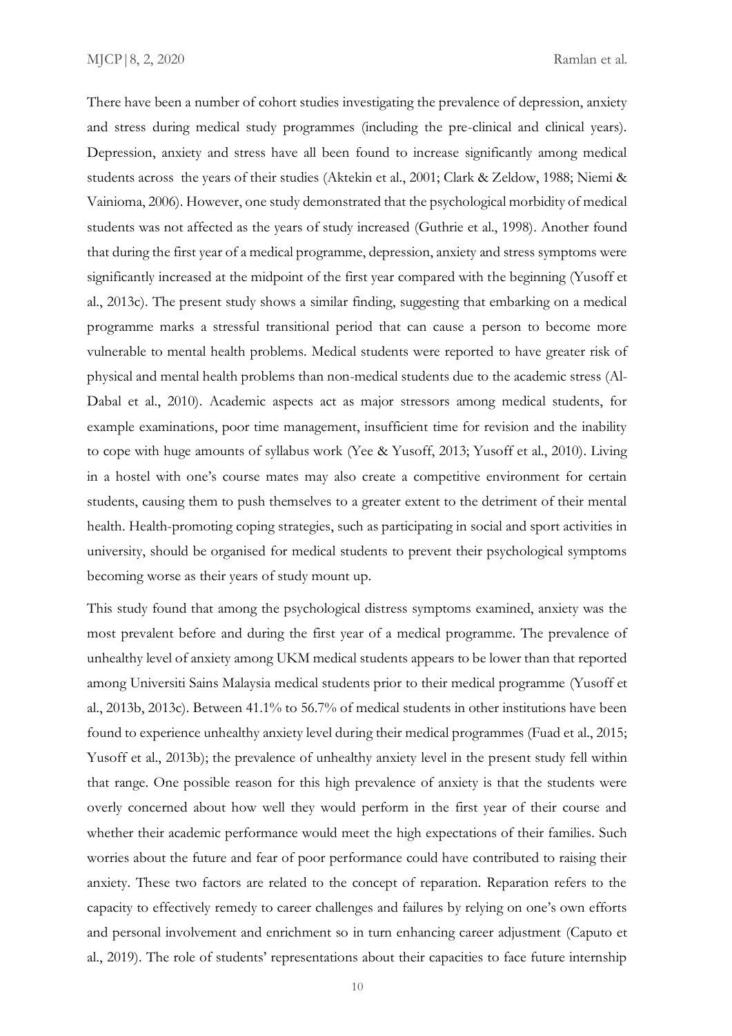There have been a number of cohort studies investigating the prevalence of depression, anxiety and stress during medical study programmes (including the pre-clinical and clinical years). Depression, anxiety and stress have all been found to increase significantly among medical students across the years of their studies (Aktekin et al., 2001; Clark & Zeldow, 1988; Niemi & Vainioma, 2006). However, one study demonstrated that the psychological morbidity of medical students was not affected as the years of study increased (Guthrie et al., 1998). Another found that during the first year of a medical programme, depression, anxiety and stress symptoms were significantly increased at the midpoint of the first year compared with the beginning (Yusoff et al., 2013c). The present study shows a similar finding, suggesting that embarking on a medical programme marks a stressful transitional period that can cause a person to become more vulnerable to mental health problems. Medical students were reported to have greater risk of physical and mental health problems than non-medical students due to the academic stress (Al-Dabal et al., 2010). Academic aspects act as major stressors among medical students, for example examinations, poor time management, insufficient time for revision and the inability to cope with huge amounts of syllabus work (Yee & Yusoff, 2013; Yusoff et al., 2010). Living in a hostel with one's course mates may also create a competitive environment for certain students, causing them to push themselves to a greater extent to the detriment of their mental health. Health-promoting coping strategies, such as participating in social and sport activities in university, should be organised for medical students to prevent their psychological symptoms becoming worse as their years of study mount up.

This study found that among the psychological distress symptoms examined, anxiety was the most prevalent before and during the first year of a medical programme. The prevalence of unhealthy level of anxiety among UKM medical students appears to be lower than that reported among Universiti Sains Malaysia medical students prior to their medical programme (Yusoff et al., 2013b, 2013c). Between 41.1% to 56.7% of medical students in other institutions have been found to experience unhealthy anxiety level during their medical programmes (Fuad et al., 2015; Yusoff et al., 2013b); the prevalence of unhealthy anxiety level in the present study fell within that range. One possible reason for this high prevalence of anxiety is that the students were overly concerned about how well they would perform in the first year of their course and whether their academic performance would meet the high expectations of their families. Such worries about the future and fear of poor performance could have contributed to raising their anxiety. These two factors are related to the concept of reparation. Reparation refers to the capacity to effectively remedy to career challenges and failures by relying on one's own efforts and personal involvement and enrichment so in turn enhancing career adjustment (Caputo et al., 2019). The role of students' representations about their capacities to face future internship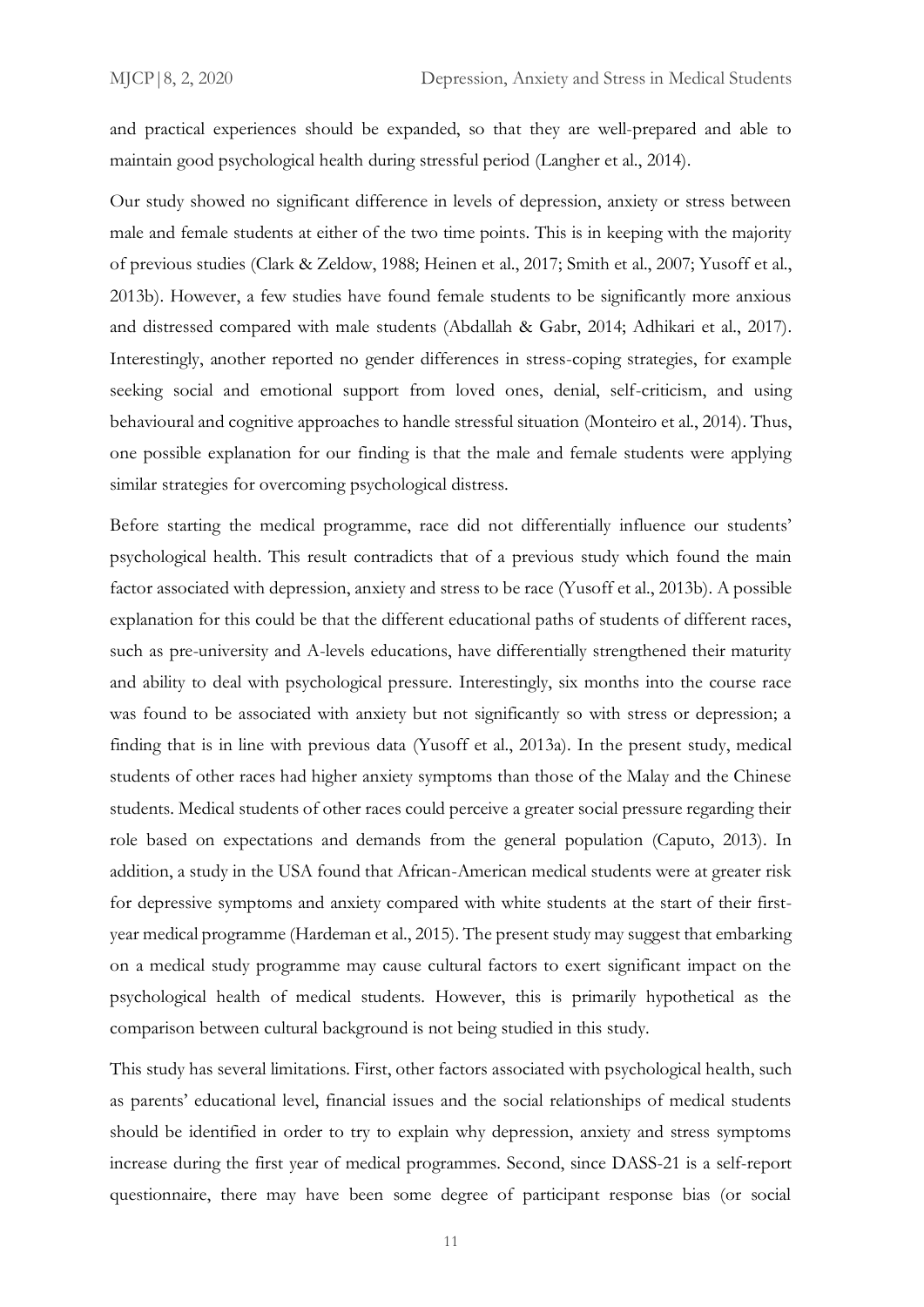and practical experiences should be expanded, so that they are well-prepared and able to maintain good psychological health during stressful period (Langher et al., 2014).

Our study showed no significant difference in levels of depression, anxiety or stress between male and female students at either of the two time points. This is in keeping with the majority of previous studies (Clark & Zeldow, 1988; Heinen et al., 2017; Smith et al., 2007; Yusoff et al., 2013b). However, a few studies have found female students to be significantly more anxious and distressed compared with male students (Abdallah & Gabr, 2014; Adhikari et al., 2017). Interestingly, another reported no gender differences in stress-coping strategies, for example seeking social and emotional support from loved ones, denial, self-criticism, and using behavioural and cognitive approaches to handle stressful situation (Monteiro et al., 2014). Thus, one possible explanation for our finding is that the male and female students were applying similar strategies for overcoming psychological distress.

Before starting the medical programme, race did not differentially influence our students' psychological health. This result contradicts that of a previous study which found the main factor associated with depression, anxiety and stress to be race (Yusoff et al., 2013b). A possible explanation for this could be that the different educational paths of students of different races, such as pre-university and A-levels educations, have differentially strengthened their maturity and ability to deal with psychological pressure. Interestingly, six months into the course race was found to be associated with anxiety but not significantly so with stress or depression; a finding that is in line with previous data (Yusoff et al., 2013a). In the present study, medical students of other races had higher anxiety symptoms than those of the Malay and the Chinese students. Medical students of other races could perceive a greater social pressure regarding their role based on expectations and demands from the general population (Caputo, 2013). In addition, a study in the USA found that African-American medical students were at greater risk for depressive symptoms and anxiety compared with white students at the start of their first-year medical programme (Hardeman et al., 2015). The present study may suggest that embarking on a medical study programme may cause cultural factors to exert significant impact on the psychological health of medical students. However, this is primarily hypothetical as the comparison between cultural background is not being studied in this study.

This study has several limitations. First, other factors associated with psychological health, such as parents' educational level, financial issues and the social relationships of medical students should be identified in order to try to explain why depression, anxiety and stress symptoms increase during the first year of medical programmes. Second, since DASS-21 is a self-report questionnaire, there may have been some degree of participant response bias (or social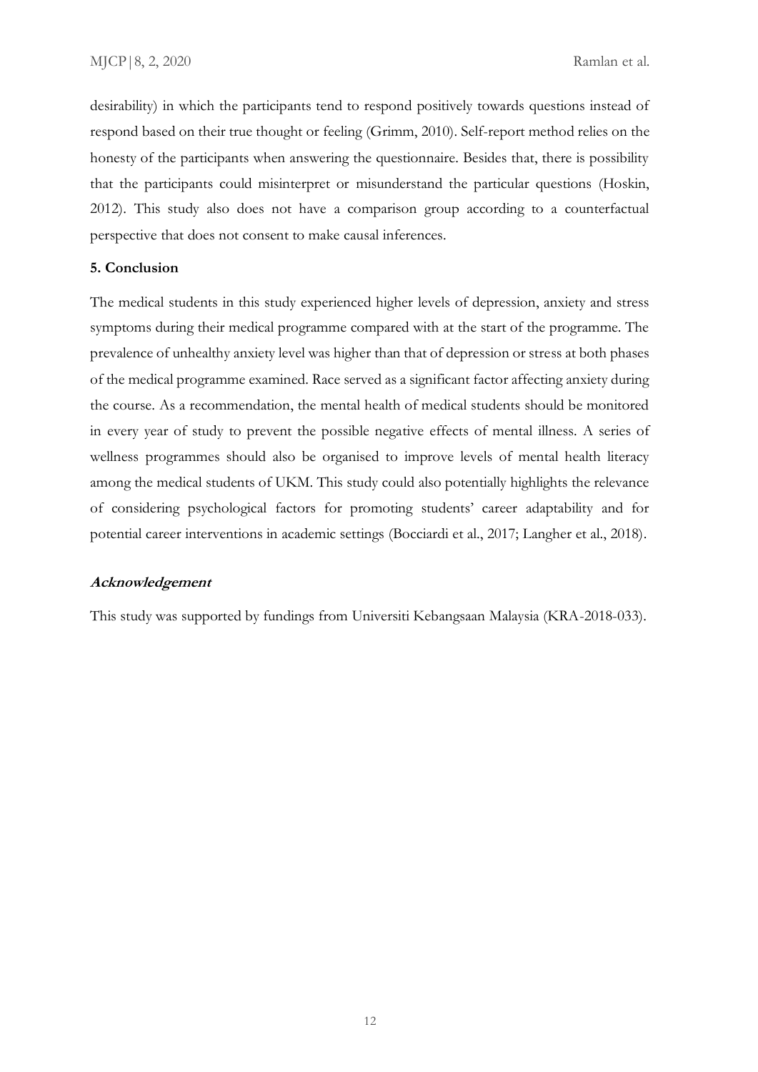desirability) in which the participants tend to respond positively towards questions instead of respond based on their true thought or feeling (Grimm, 2010). Self-report method relies on the honesty of the participants when answering the questionnaire. Besides that, there is possibility that the participants could misinterpret or misunderstand the particular questions (Hoskin, 2012). This study also does not have a comparison group according to a counterfactual perspective that does not consent to make causal inferences.

## 5. Conclusion

The medical students in this study experienced higher levels of depression, anxiety and stress symptoms during their medical programme compared with at the start of the programme. The prevalence of unhealthy anxiety level was higher than that of depression or stress at both phases of the medical programme examined. Race served as a significant factor affecting anxiety during the course. As a recommendation, the mental health of medical students should be monitored in every year of study to prevent the possible negative effects of mental illness. A series of wellness programmes should also be organised to improve levels of mental health literacy among the medical students of UKM. This study could also potentially highlights the relevance of considering psychological factors for promoting students' career adaptability and for potential career interventions in academic settings (Bocciardi et al., 2017; Langher et al., 2018).

### *Acknowledgement*

This study was supported by fundings from Universiti Kebangsaan Malaysia (KRA-2018-033).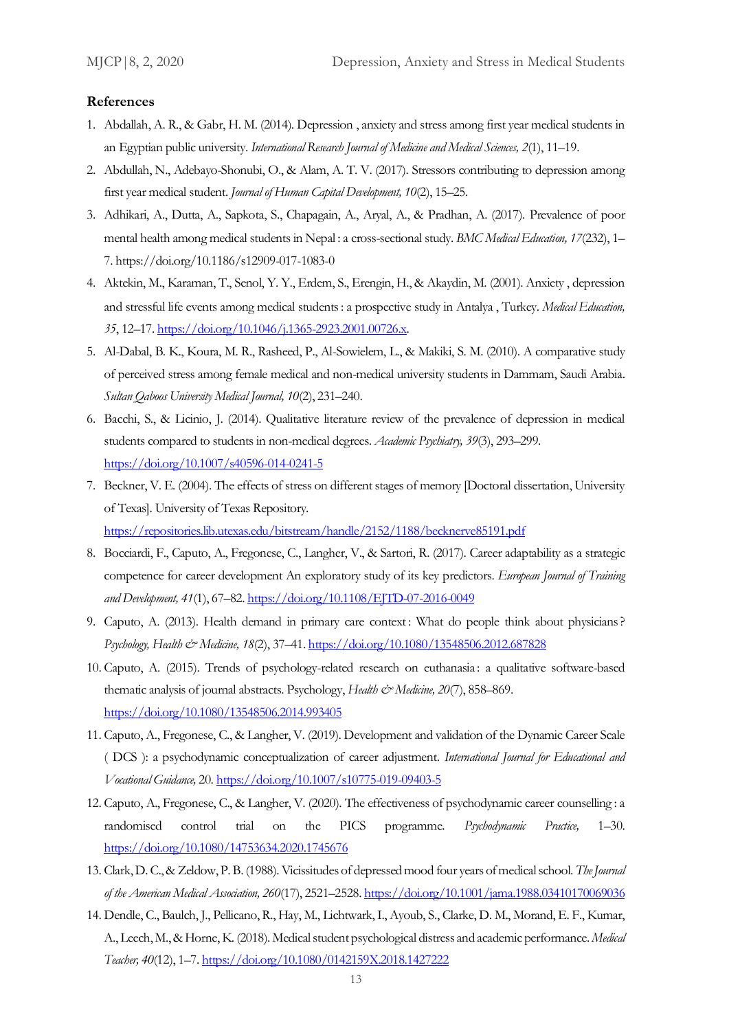**References**

1. Abdallah, A. R., & Gabr, H. M. (2014). Depression , anxiety and stress among first year medical students in an Egyptian public university. *International Research Journal of Medicine and Medical Sciences, 2*(1), 11–19.
2. Abdullah, N., Adebayo-Shonubi, O., & Alam, A. T. V. (2017). Stressors contributing to depression among first year medical student. *Journal of Human Capital Development, 10*(2), 15–25.
3. Adhikari, A., Dutta, A., Sapkota, S., Chapagain, A., Aryal, A., & Pradhan, A. (2017). Prevalence of poor mental health among medical students in Nepal : a cross-sectional study. *BMC Medical Education, 17*(232), 1–7. https://doi.org/10.1186/s12909-017-1083-0
4. Aktekin, M., Karaman, T., Senol, Y. Y., Erdem, S., Erengin, H., & Akaydin, M. (2001). Anxiety , depression and stressful life events among medical students : a prospective study in Antalya , Turkey. *Medical Education, 35*, 12–17. https://doi.org/10.1046/j.1365-2923.2001.00726.x.
5. Al-Dabal, B. K., Koura, M. R., Rasheed, P., Al-Sowielem, L., & Makiki, S. M. (2010). A comparative study of perceived stress among female medical and non-medical university students in Dammam, Saudi Arabia. *Sultan Qaboos University Medical Journal, 10*(2), 231–240.
6. Bacchi, S., & Licinio, J. (2014). Qualitative literature review of the prevalence of depression in medical students compared to students in non-medical degrees. *Academic Psychiatry, 39*(3), 293–299. https://doi.org/10.1007/s40596-014-0241-5
7. Beckner, V. E. (2004). The effects of stress on different stages of memory [Doctoral dissertation, University of Texas]. University of Texas Repository. https://repositories.lib.utexas.edu/bitstream/handle/2152/1188/becknerve85191.pdf
8. Bocciardi, F., Caputo, A., Fregonese, C., Langher, V., & Sartori, R. (2017). Career adaptability as a strategic competence for career development An exploratory study of its key predictors. *European Journal of Training and Development, 41*(1), 67–82. https://doi.org/10.1108/EJTD-07-2016-0049
9. Caputo, A. (2013). Health demand in primary care context : What do people think about physicians ? *Psychology, Health & Medicine, 18*(2), 37–41. https://doi.org/10.1080/13548506.2012.687828
10. Caputo, A. (2015). Trends of psychology-related research on euthanasia : a qualitative software-based thematic analysis of journal abstracts. Psychology, *Health & Medicine, 20*(7), 858–869. https://doi.org/10.1080/13548506.2014.993405
11. Caputo, A., Fregonese, C., & Langher, V. (2019). Development and validation of the Dynamic Career Scale ( DCS ): a psychodynamic conceptualization of career adjustment. *International Journal for Educational and Vocational Guidance, 20*. https://doi.org/10.1007/s10775-019-09403-5
12. Caputo, A., Fregonese, C., & Langher, V. (2020). The effectiveness of psychodynamic career counselling : a randomised control trial on the PICS programme. *Psychodynamic Practice,* 1–30. https://doi.org/10.1080/14753634.2020.1745676
13. Clark, D. C., & Zeldow, P. B. (1988). Vicissitudes of depressed mood four years of medical school. *The Journal of the American Medical Association, 260*(17), 2521–2528. https://doi.org/10.1001/jama.1988.03410170069036
14. Dendle, C., Baulch, J., Pellicano, R., Hay, M., Lichtwark, I., Ayoub, S., Clarke, D. M., Morand, E. F., Kumar, A., Leech, M., & Horne, K. (2018). Medical student psychological distress and academic performance. *Medical Teacher, 40*(12), 1–7. https://doi.org/10.1080/0142159X.2018.1427222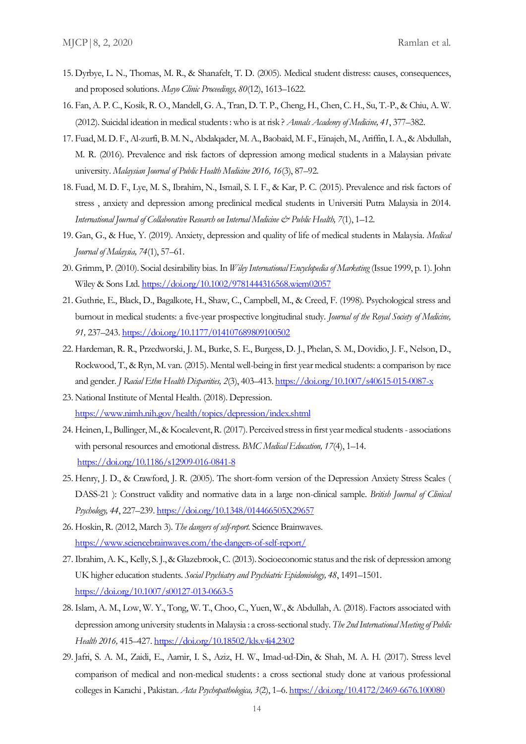15. Dyrbye, L. N., Thomas, M. R., & Shanafelt, T. D. (2005). Medical student distress: causes, consequences, and proposed solutions. *Mayo Clinic Proceedings, 80*(12), 1613–1622.
16. Fan, A. P. C., Kosik, R. O., Mandell, G. A., Tran, D. T. P., Cheng, H., Chen, C. H., Su, T.-P., & Chiu, A. W. (2012). Suicidal ideation in medical students : who is at risk ? *Annals Academy of Medicine, 41*, 377–382.
17. Fuad, M. D. F., Al-zurfi, B. M. N., Abdalqader, M. A., Baobaid, M. F., Einajeh, M., Ariffin, I. A., & Abdullah, M. R. (2016). Prevalence and risk factors of depression among medical students in a Malaysian private university. *Malaysian Journal of Public Health Medicine 2016, 16*(3), 87–92.
18. Fuad, M. D. F., Lye, M. S., Ibrahim, N., Ismail, S. I. F., & Kar, P. C. (2015). Prevalence and risk factors of stress , anxiety and depression among preclinical medical students in Universiti Putra Malaysia in 2014. *International Journal of Collaborative Research on Internal Medicine & Public Health, 7*(1), 1–12.
19. Gan, G., & Hue, Y. (2019). Anxiety, depression and quality of life of medical students in Malaysia. *Medical Journal of Malaysia, 74*(1), 57–61.
20. Grimm, P. (2010). Social desirability bias. In *Wiley International Encyclopedia of Marketing* (Issue 1999, p. 1). John Wiley & Sons Ltd. https://doi.org/10.1002/9781444316568.wiem02057
21. Guthrie, E., Black, D., Bagalkote, H., Shaw, C., Campbell, M., & Creed, F. (1998). Psychological stress and burnout in medical students: a five-year prospective longitudinal study. *Journal of the Royal Society of Medicine, 91,* 237–243. https://doi.org/10.1177/014107689809100502
22. Hardeman, R. R., Przedworski, J. M., Burke, S. E., Burgess, D. J., Phelan, S. M., Dovidio, J. F., Nelson, D., Rockwood, T., & Ryn, M. van. (2015). Mental well-being in first year medical students: a comparison by race and gender. *J Racial Ethn Health Disparities, 2*(3), 403–413. https://doi.org/10.1007/s40615-015-0087-x
23. National Institute of Mental Health. (2018). Depression. https://www.nimh.nih.gov/health/topics/depression/index.shtml
24. Heinen, I., Bullinger, M., & Kocalevent, R. (2017). Perceived stress in first year medical students - associations with personal resources and emotional distress. *BMC Medical Education, 17*(4), 1–14. https://doi.org/10.1186/s12909-016-0841-8
25. Henry, J. D., & Crawford, J. R. (2005). The short-form version of the Depression Anxiety Stress Scales ( DASS-21 ): Construct validity and normative data in a large non-clinical sample. *British Journal of Clinical Psychology, 44*, 227–239. https://doi.org/10.1348/014466505X29657
26. Hoskin, R. (2012, March 3). *The dangers of self-report.* Science Brainwaves. https://www.sciencebrainwaves.com/the-dangers-of-self-report/
27. Ibrahim, A. K., Kelly, S. J., & Glazebrook, C. (2013). Socioeconomic status and the risk of depression among UK higher education students. *Social Psychiatry and Psychiatric Epidemiology, 48*, 1491–1501. https://doi.org/10.1007/s00127-013-0663-5
28. Islam, A. M., Low, W. Y., Tong, W. T., Choo, C., Yuen, W., & Abdullah, A. (2018). Factors associated with depression among university students in Malaysia : a cross-sectional study. *The 2nd International Meeting of Public Health 2016,* 415–427. https://doi.org/10.18502/kls.v4i4.2302
29. Jafri, S. A. M., Zaidi, E., Aamir, I. S., Aziz, H. W., Imad-ud-Din, & Shah, M. A. H. (2017). Stress level comparison of medical and non-medical students : a cross sectional study done at various professional colleges in Karachi , Pakistan. *Acta Psychopathologica, 3*(2), 1–6. https://doi.org/10.4172/2469-6676.100080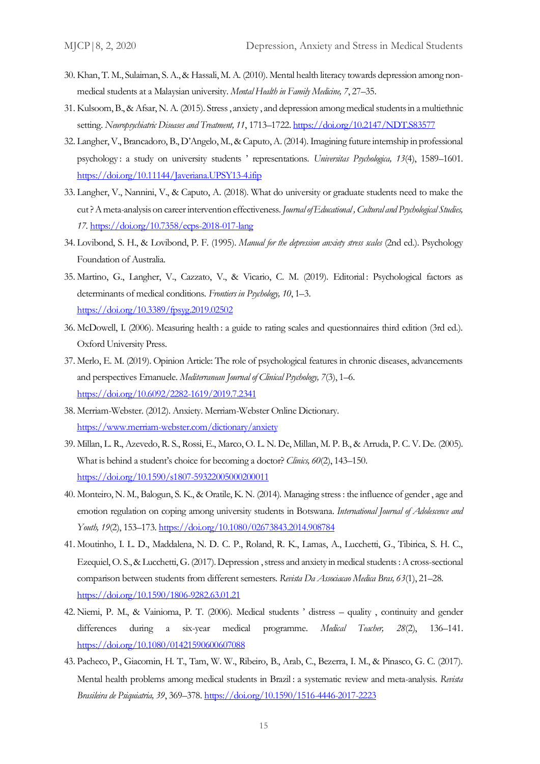30. Khan, T. M., Sulaiman, S. A., & Hassali, M. A. (2010). Mental health literacy towards depression among non-medical students at a Malaysian university. *Mental Health in Family Medicine, 7*, 27–35.
31. Kulsoom, B., & Afsar, N. A. (2015). Stress , anxiety , and depression among medical students in a multiethnic setting. *Neuropsychiatric Diseases and Treatment, 11*, 1713–1722. https://doi.org/10.2147/NDT.S83577
32. Langher, V., Brancadoro, B., D'Angelo, M., & Caputo, A. (2014). Imagining future internship in professional psychology : a study on university students ' representations. *Universitas Psychologica, 13*(4), 1589–1601. https://doi.org/10.11144/Javeriana.UPSY13-4.ifip
33. Langher, V., Nannini, V., & Caputo, A. (2018). What do university or graduate students need to make the cut ? A meta-analysis on career intervention effectiveness. *Journal of Educational , Cultural and Psychological Studies, 17*. https://doi.org/10.7358/ecps-2018-017-lang
34. Lovibond, S. H., & Lovibond, P. F. (1995). *Manual for the depression anxiety stress scales* (2nd ed.). Psychology Foundation of Australia.
35. Martino, G., Langher, V., Cazzato, V., & Vicario, C. M. (2019). Editorial : Psychological factors as determinants of medical conditions. *Frontiers in Psychology, 10*, 1–3. https://doi.org/10.3389/fpsyg.2019.02502
36. McDowell, I. (2006). Measuring health : a guide to rating scales and questionnaires third edition (3rd ed.). Oxford University Press.
37. Merlo, E. M. (2019). Opinion Article: The role of psychological features in chronic diseases, advancements and perspectives Emanuele. *Mediterranean Journal of Clinical Psychology, 7*(3), 1–6. https://doi.org/10.6092/2282-1619/2019.7.2341
38. Merriam-Webster. (2012). Anxiety. Merriam-Webster Online Dictionary. https://www.merriam-webster.com/dictionary/anxiety
39. Millan, L. R., Azevedo, R. S., Rossi, E., Marco, O. L. N. De, Millan, M. P. B., & Arruda, P. C. V. De. (2005). What is behind a student's choice for becoming a doctor? *Clinics, 60*(2), 143–150. https://doi.org/10.1590/s1807-59322005000200011
40. Monteiro, N. M., Balogun, S. K., & Oratile, K. N. (2014). Managing stress : the influence of gender , age and emotion regulation on coping among university students in Botswana. *International Journal of Adolescence and Youth, 19*(2), 153–173. https://doi.org/10.1080/02673843.2014.908784
41. Moutinho, I. L. D., Maddalena, N. D. C. P., Roland, R. K., Lamas, A., Lucchetti, G., Tibirica, S. H. C., Ezequiel, O. S., & Lucchetti, G. (2017). Depression , stress and anxiety in medical students : A cross-sectional comparison between students from different semesters. *Revista Da Associacao Medica Bras, 63*(1), 21–28. https://doi.org/10.1590/1806-9282.63.01.21
42. Niemi, P. M., & Vainioma, P. T. (2006). Medical students ' distress – quality , continuity and gender differences during a six-year medical programme. *Medical Teacher, 28*(2), 136–141. https://doi.org/10.1080/01421590600607088
43. Pacheco, P., Giacomin, H. T., Tam, W. W., Ribeiro, B., Arab, C., Bezerra, I. M., & Pinasco, G. C. (2017). Mental health problems among medical students in Brazil : a systematic review and meta-analysis. *Revista Brasileira de Psiquiatria, 39*, 369–378. https://doi.org/10.1590/1516-4446-2017-2223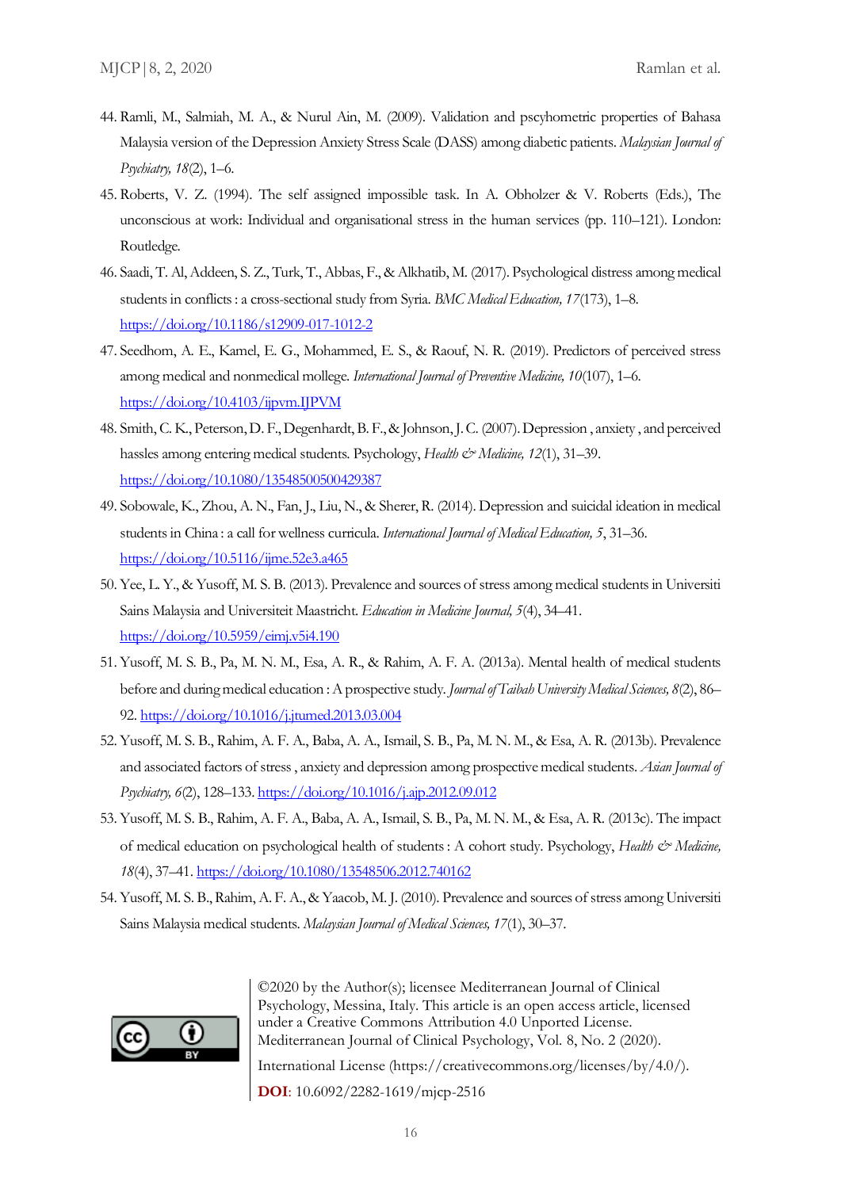44. Ramli, M., Salmiah, M. A., & Nurul Ain, M. (2009). Validation and pscyhometric properties of Bahasa Malaysia version of the Depression Anxiety Stress Scale (DASS) among diabetic patients. *Malaysian Journal of Psychiatry, 18*(2), 1–6.
45. Roberts, V. Z. (1994). The self assigned impossible task. In A. Obholzer & V. Roberts (Eds.), The unconscious at work: Individual and organisational stress in the human services (pp. 110–121). London: Routledge.
46. Saadi, T. Al, Addeen, S. Z., Turk, T., Abbas, F., & Alkhatib, M. (2017). Psychological distress among medical students in conflicts : a cross-sectional study from Syria. *BMC Medical Education, 17*(173), 1–8. https://doi.org/10.1186/s12909-017-1012-2
47. Seedhom, A. E., Kamel, E. G., Mohammed, E. S., & Raouf, N. R. (2019). Predictors of perceived stress among medical and nonmedical mollege. *International Journal of Preventive Medicine, 10*(107), 1–6. https://doi.org/10.4103/ijpvm.IJPVM
48. Smith, C. K., Peterson, D. F., Degenhardt, B. F., & Johnson, J. C. (2007). Depression , anxiety , and perceived hassles among entering medical students. Psychology, *Health & Medicine, 12*(1), 31–39. https://doi.org/10.1080/13548500500429387
49. Sobowale, K., Zhou, A. N., Fan, J., Liu, N., & Sherer, R. (2014). Depression and suicidal ideation in medical students in China : a call for wellness curricula. *International Journal of Medical Education, 5*, 31–36. https://doi.org/10.5116/ijme.52e3.a465
50. Yee, L. Y., & Yusoff, M. S. B. (2013). Prevalence and sources of stress among medical students in Universiti Sains Malaysia and Universiteit Maastricht. *Education in Medicine Journal, 5*(4), 34–41. https://doi.org/10.5959/eimj.v5i4.190
51. Yusoff, M. S. B., Pa, M. N. M., Esa, A. R., & Rahim, A. F. A. (2013a). Mental health of medical students before and during medical education : A prospective study. *Journal of Taibah University Medical Sciences, 8*(2), 86–92. https://doi.org/10.1016/j.jtumed.2013.03.004
52. Yusoff, M. S. B., Rahim, A. F. A., Baba, A. A., Ismail, S. B., Pa, M. N. M., & Esa, A. R. (2013b). Prevalence and associated factors of stress , anxiety and depression among prospective medical students. *Asian Journal of Psychiatry, 6*(2), 128–133. https://doi.org/10.1016/j.ajp.2012.09.012
53. Yusoff, M. S. B., Rahim, A. F. A., Baba, A. A., Ismail, S. B., Pa, M. N. M., & Esa, A. R. (2013c). The impact of medical education on psychological health of students : A cohort study. Psychology, *Health & Medicine, 18*(4), 37–41. https://doi.org/10.1080/13548506.2012.740162
54. Yusoff, M. S. B., Rahim, A. F. A., & Yaacob, M. J. (2010). Prevalence and sources of stress among Universiti Sains Malaysia medical students. *Malaysian Journal of Medical Sciences, 17*(1), 30–37.

©2020 by the Author(s); licensee Mediterranean Journal of Clinical Psychology, Messina, Italy. This article is an open access article, licensed under a Creative Commons Attribution 4.0 Unported License. Mediterranean Journal of Clinical Psychology, Vol. 8, No. 2 (2020).

International License (https://creativecommons.org/licenses/by/4.0/).

**DOI**: 10.6092/2282-1619/mjcp-2516